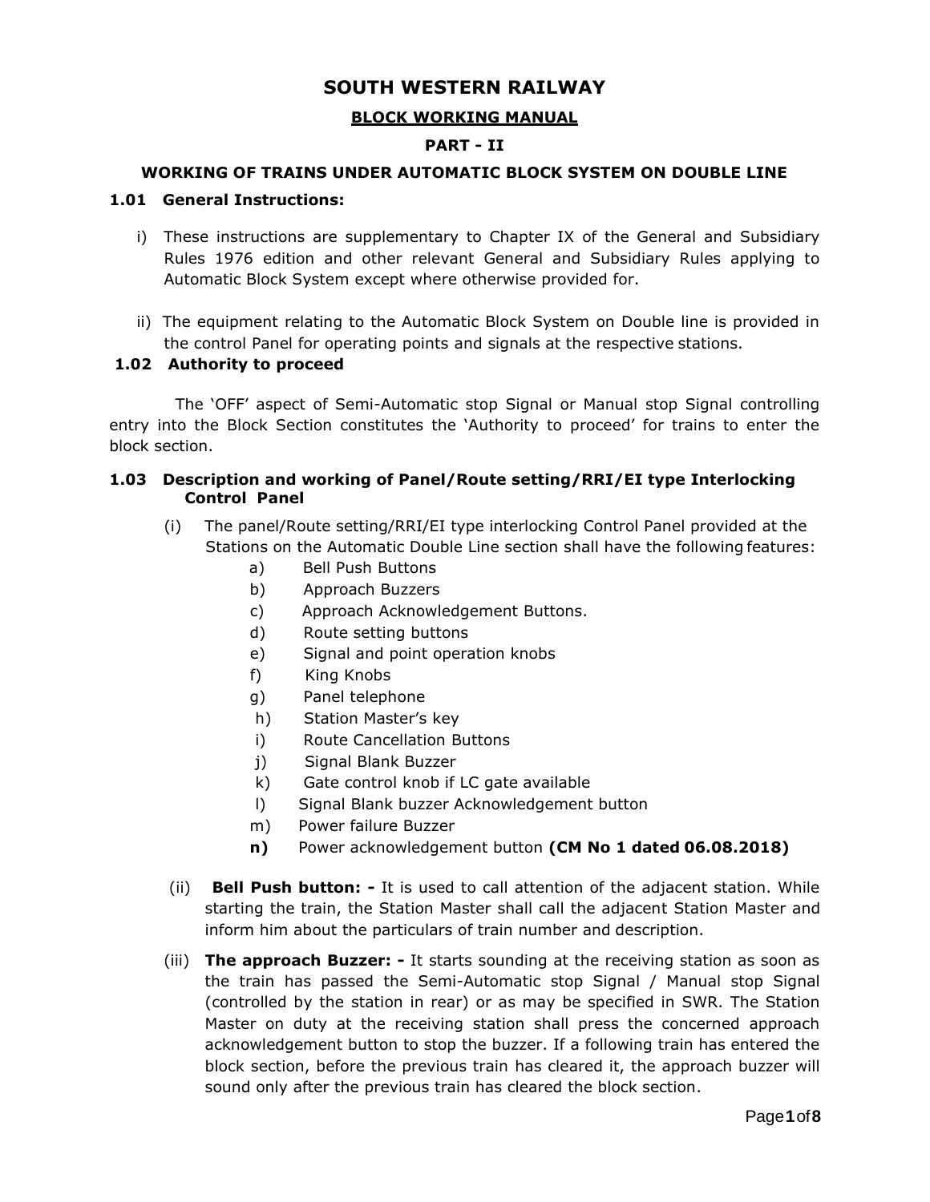# SOUTH WESTERN RAILWAY

## BLOCK WORKING MANUAL

### PART - II

### WORKING OF TRAINS UNDER AUTOMATIC BLOCK SYSTEM ON DOUBLE LINE

**1.01 General Instructions:**

i) These instructions are supplementary to Chapter IX of the General and Subsidiary Rules 1976 edition and other relevant General and Subsidiary Rules applying to Automatic Block System except where otherwise provided for.

ii) The equipment relating to the Automatic Block System on Double line is provided in the control Panel for operating points and signals at the respective stations.

**1.02 Authority to proceed**

The 'OFF' aspect of Semi-Automatic stop Signal or Manual stop Signal controlling entry into the Block Section constitutes the 'Authority to proceed' for trains to enter the block section.

**1.03 Description and working of Panel/Route setting/RRI/EI type Interlocking Control Panel**

(i) The panel/Route setting/RRI/EI type interlocking Control Panel provided at the Stations on the Automatic Double Line section shall have the following features:

a) Bell Push Buttons
b) Approach Buzzers
c) Approach Acknowledgement Buttons.
d) Route setting buttons
e) Signal and point operation knobs
f) King Knobs
g) Panel telephone
h) Station Master's key
i) Route Cancellation Buttons
j) Signal Blank Buzzer
k) Gate control knob if LC gate available
l) Signal Blank buzzer Acknowledgement button
m) Power failure Buzzer
**n)** Power acknowledgement button **(CM No 1 dated 06.08.2018)**

(ii) **Bell Push button: -** It is used to call attention of the adjacent station. While starting the train, the Station Master shall call the adjacent Station Master and inform him about the particulars of train number and description.

(iii) **The approach Buzzer: -** It starts sounding at the receiving station as soon as the train has passed the Semi-Automatic stop Signal / Manual stop Signal (controlled by the station in rear) or as may be specified in SWR. The Station Master on duty at the receiving station shall press the concerned approach acknowledgement button to stop the buzzer. If a following train has entered the block section, before the previous train has cleared it, the approach buzzer will sound only after the previous train has cleared the block section.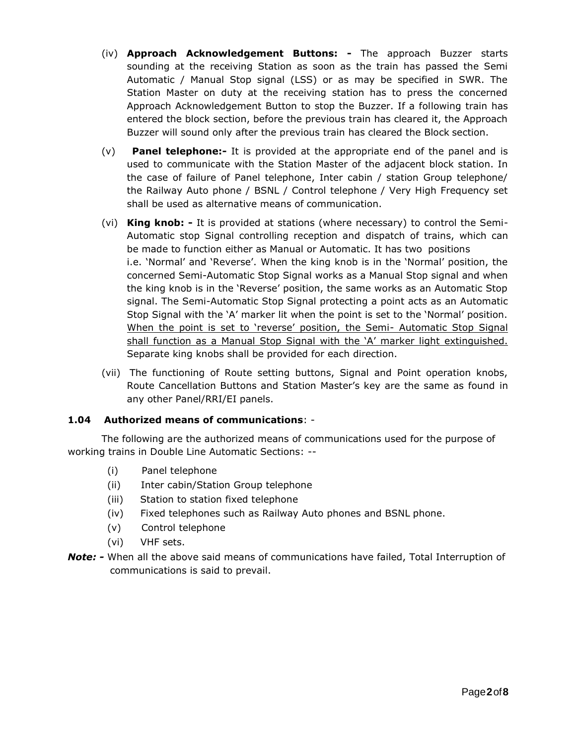(iv) **Approach Acknowledgement Buttons: -** The approach Buzzer starts sounding at the receiving Station as soon as the train has passed the Semi Automatic / Manual Stop signal (LSS) or as may be specified in SWR. The Station Master on duty at the receiving station has to press the concerned Approach Acknowledgement Button to stop the Buzzer. If a following train has entered the block section, before the previous train has cleared it, the Approach Buzzer will sound only after the previous train has cleared the Block section.

(v) **Panel telephone:-** It is provided at the appropriate end of the panel and is used to communicate with the Station Master of the adjacent block station. In the case of failure of Panel telephone, Inter cabin / station Group telephone/ the Railway Auto phone / BSNL / Control telephone / Very High Frequency set shall be used as alternative means of communication.

(vi) **King knob: -** It is provided at stations (where necessary) to control the Semi-Automatic stop Signal controlling reception and dispatch of trains, which can be made to function either as Manual or Automatic. It has two positions i.e. 'Normal' and 'Reverse'. When the king knob is in the 'Normal' position, the concerned Semi-Automatic Stop Signal works as a Manual Stop signal and when the king knob is in the 'Reverse' position, the same works as an Automatic Stop signal. The Semi-Automatic Stop Signal protecting a point acts as an Automatic Stop Signal with the 'A' marker lit when the point is set to the 'Normal' position. <u>When the point is set to 'reverse' position, the Semi- Automatic Stop Signal shall function as a Manual Stop Signal with the 'A' marker light extinguished.</u> Separate king knobs shall be provided for each direction.

(vii) The functioning of Route setting buttons, Signal and Point operation knobs, Route Cancellation Buttons and Station Master's key are the same as found in any other Panel/RRI/EI panels.

**1.04 Authorized means of communications**: -

The following are the authorized means of communications used for the purpose of working trains in Double Line Automatic Sections: --

(i) Panel telephone
(ii) Inter cabin/Station Group telephone
(iii) Station to station fixed telephone
(iv) Fixed telephones such as Railway Auto phones and BSNL phone.
(v) Control telephone
(vi) VHF sets.

***Note: -*** When all the above said means of communications have failed, Total Interruption of communications is said to prevail.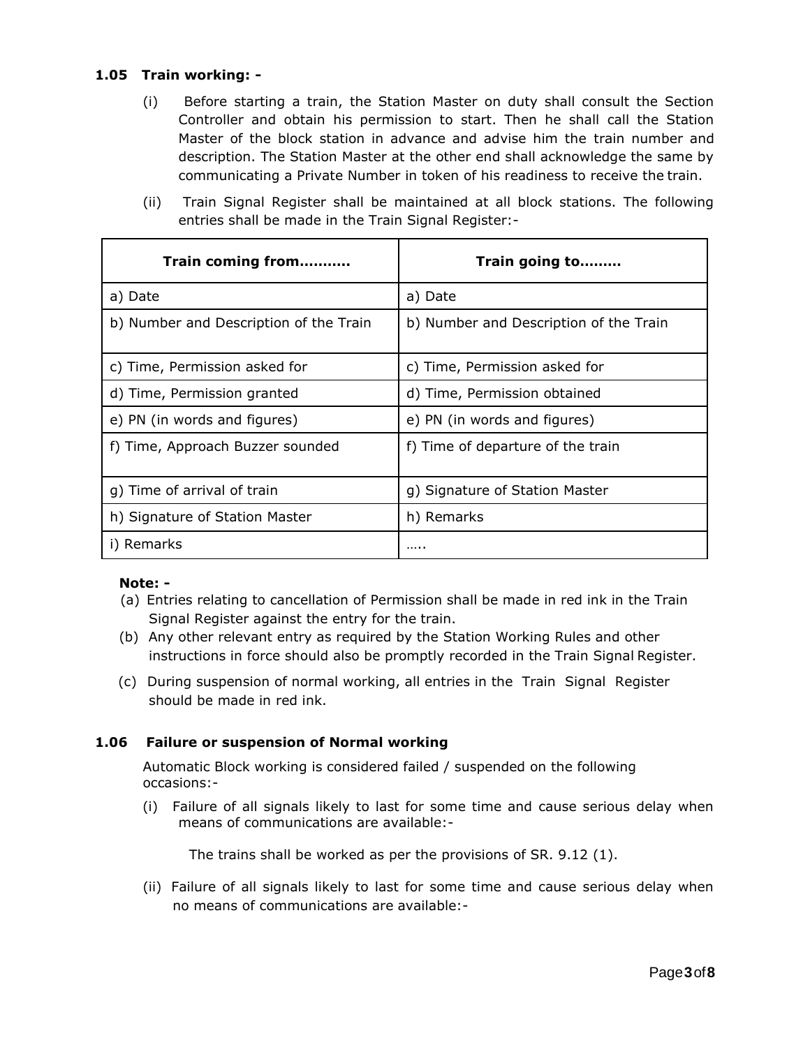**1.05 Train working: -**

(i) Before starting a train, the Station Master on duty shall consult the Section Controller and obtain his permission to start. Then he shall call the Station Master of the block station in advance and advise him the train number and description. The Station Master at the other end shall acknowledge the same by communicating a Private Number in token of his readiness to receive the train.

(ii) Train Signal Register shall be maintained at all block stations. The following entries shall be made in the Train Signal Register:-

| Train coming from……….. | Train going to……… |
|---|---|
| a) Date | a) Date |
| b) Number and Description of the Train | b) Number and Description of the Train |
| c) Time, Permission asked for | c) Time, Permission asked for |
| d) Time, Permission granted | d) Time, Permission obtained |
| e) PN (in words and figures) | e) PN (in words and figures) |
| f) Time, Approach Buzzer sounded | f) Time of departure of the train |
| g) Time of arrival of train | g) Signature of Station Master |
| h) Signature of Station Master | h) Remarks |
| i) Remarks | ….. |

**Note: -**

(a) Entries relating to cancellation of Permission shall be made in red ink in the Train Signal Register against the entry for the train.

(b) Any other relevant entry as required by the Station Working Rules and other instructions in force should also be promptly recorded in the Train Signal Register.

(c) During suspension of normal working, all entries in the Train Signal Register should be made in red ink.

**1.06 Failure or suspension of Normal working**

Automatic Block working is considered failed / suspended on the following occasions:-

(i) Failure of all signals likely to last for some time and cause serious delay when means of communications are available:-

The trains shall be worked as per the provisions of SR. 9.12 (1).

(ii) Failure of all signals likely to last for some time and cause serious delay when no means of communications are available:-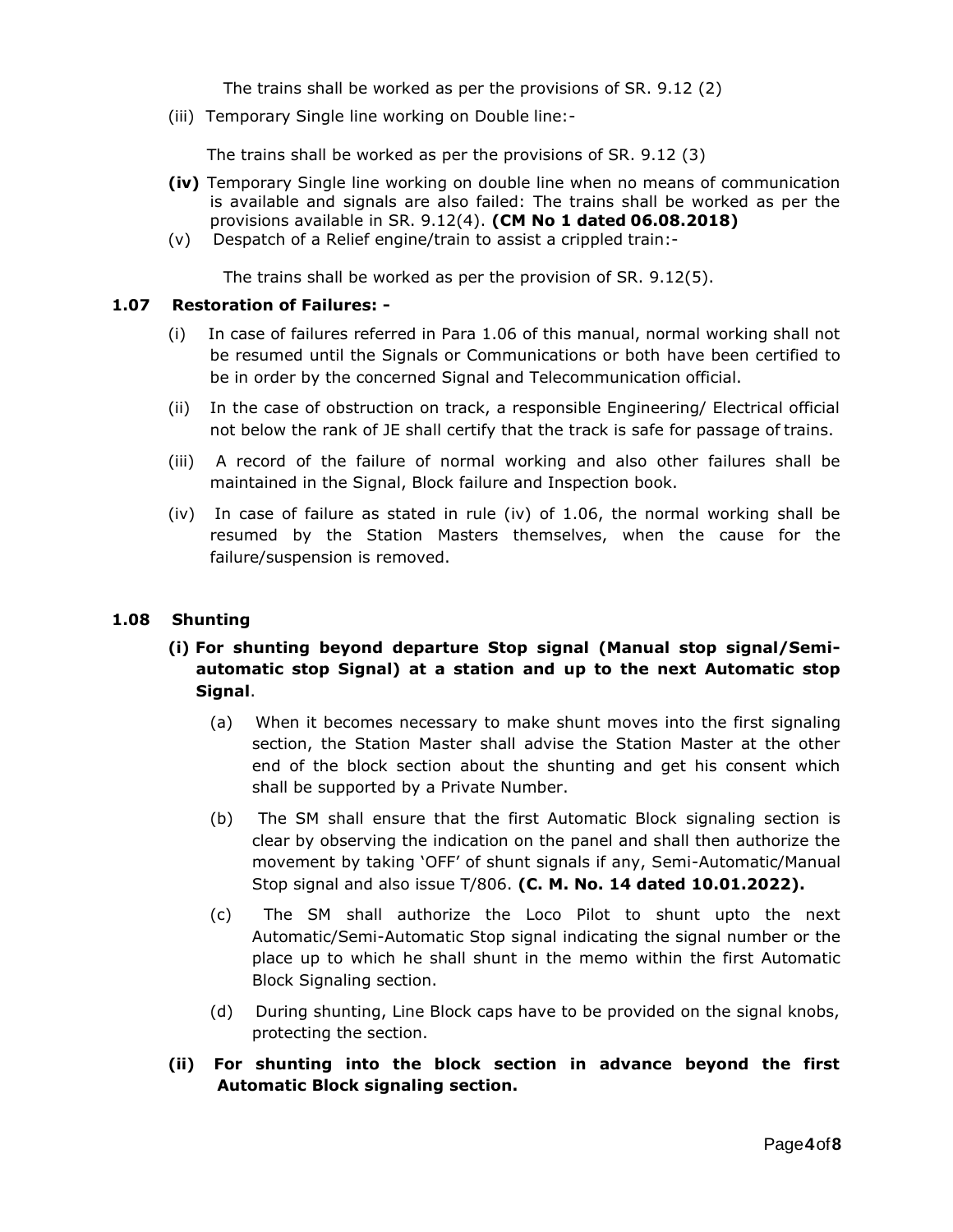The trains shall be worked as per the provisions of SR. 9.12 (2)

(iii) Temporary Single line working on Double line:-

The trains shall be worked as per the provisions of SR. 9.12 (3)

**(iv)** Temporary Single line working on double line when no means of communication is available and signals are also failed: The trains shall be worked as per the provisions available in SR. 9.12(4). **(CM No 1 dated 06.08.2018)**

(v) Despatch of a Relief engine/train to assist a crippled train:-

The trains shall be worked as per the provision of SR. 9.12(5).

### 1.07 Restoration of Failures: -

(i) In case of failures referred in Para 1.06 of this manual, normal working shall not be resumed until the Signals or Communications or both have been certified to be in order by the concerned Signal and Telecommunication official.

(ii) In the case of obstruction on track, a responsible Engineering/ Electrical official not below the rank of JE shall certify that the track is safe for passage of trains.

(iii) A record of the failure of normal working and also other failures shall be maintained in the Signal, Block failure and Inspection book.

(iv) In case of failure as stated in rule (iv) of 1.06, the normal working shall be resumed by the Station Masters themselves, when the cause for the failure/suspension is removed.

### 1.08 Shunting

**(i) For shunting beyond departure Stop signal (Manual stop signal/Semi-automatic stop Signal) at a station and up to the next Automatic stop Signal**.

(a) When it becomes necessary to make shunt moves into the first signaling section, the Station Master shall advise the Station Master at the other end of the block section about the shunting and get his consent which shall be supported by a Private Number.

(b) The SM shall ensure that the first Automatic Block signaling section is clear by observing the indication on the panel and shall then authorize the movement by taking 'OFF' of shunt signals if any, Semi-Automatic/Manual Stop signal and also issue T/806. **(C. M. No. 14 dated 10.01.2022).**

(c) The SM shall authorize the Loco Pilot to shunt upto the next Automatic/Semi-Automatic Stop signal indicating the signal number or the place up to which he shall shunt in the memo within the first Automatic Block Signaling section.

(d) During shunting, Line Block caps have to be provided on the signal knobs, protecting the section.

**(ii) For shunting into the block section in advance beyond the first Automatic Block signaling section.**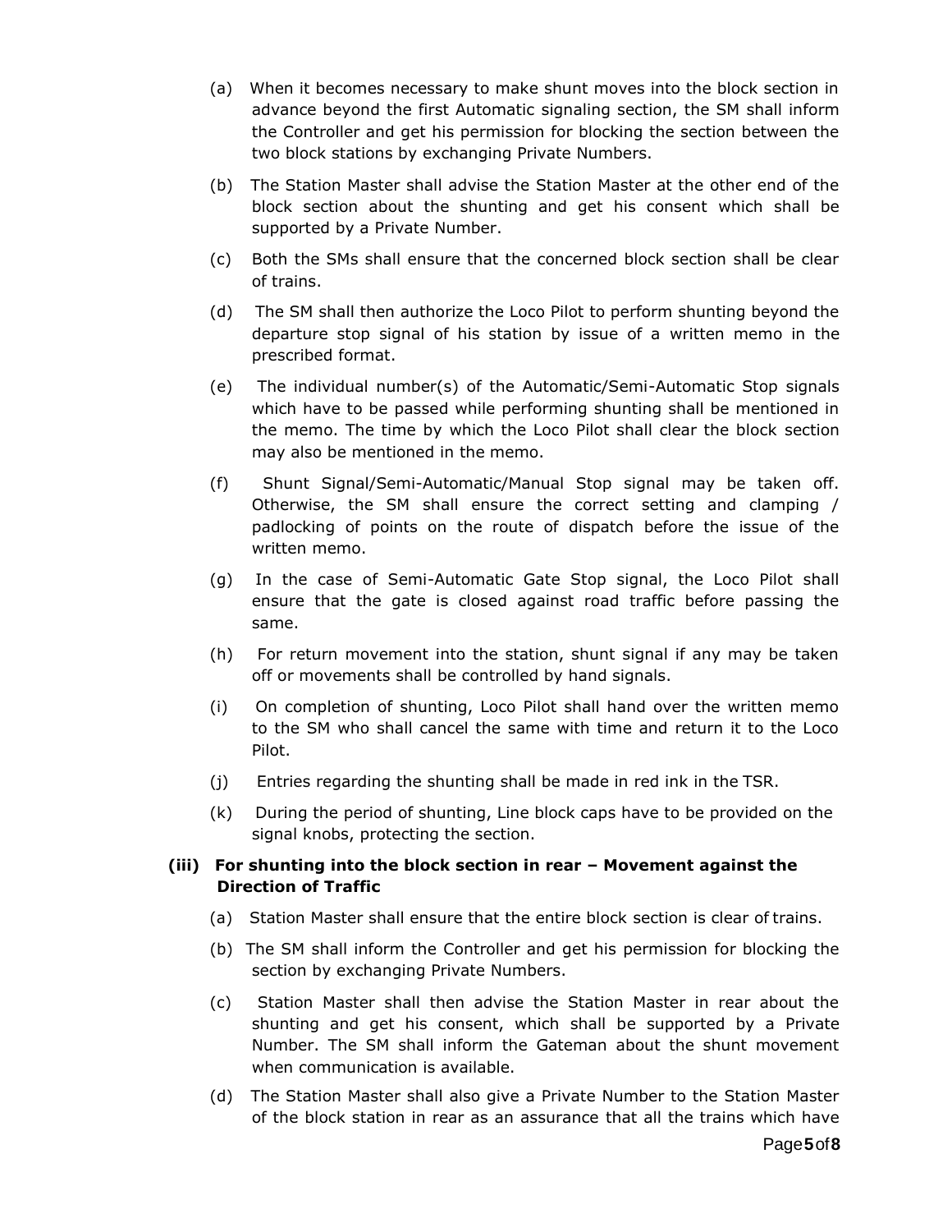(a) When it becomes necessary to make shunt moves into the block section in advance beyond the first Automatic signaling section, the SM shall inform the Controller and get his permission for blocking the section between the two block stations by exchanging Private Numbers.

(b) The Station Master shall advise the Station Master at the other end of the block section about the shunting and get his consent which shall be supported by a Private Number.

(c) Both the SMs shall ensure that the concerned block section shall be clear of trains.

(d) The SM shall then authorize the Loco Pilot to perform shunting beyond the departure stop signal of his station by issue of a written memo in the prescribed format.

(e) The individual number(s) of the Automatic/Semi-Automatic Stop signals which have to be passed while performing shunting shall be mentioned in the memo. The time by which the Loco Pilot shall clear the block section may also be mentioned in the memo.

(f) Shunt Signal/Semi-Automatic/Manual Stop signal may be taken off. Otherwise, the SM shall ensure the correct setting and clamping / padlocking of points on the route of dispatch before the issue of the written memo.

(g) In the case of Semi-Automatic Gate Stop signal, the Loco Pilot shall ensure that the gate is closed against road traffic before passing the same.

(h) For return movement into the station, shunt signal if any may be taken off or movements shall be controlled by hand signals.

(i) On completion of shunting, Loco Pilot shall hand over the written memo to the SM who shall cancel the same with time and return it to the Loco Pilot.

(j) Entries regarding the shunting shall be made in red ink in the TSR.

(k) During the period of shunting, Line block caps have to be provided on the signal knobs, protecting the section.

**(iii) For shunting into the block section in rear – Movement against the Direction of Traffic**

(a) Station Master shall ensure that the entire block section is clear of trains.

(b) The SM shall inform the Controller and get his permission for blocking the section by exchanging Private Numbers.

(c) Station Master shall then advise the Station Master in rear about the shunting and get his consent, which shall be supported by a Private Number. The SM shall inform the Gateman about the shunt movement when communication is available.

(d) The Station Master shall also give a Private Number to the Station Master of the block station in rear as an assurance that all the trains which have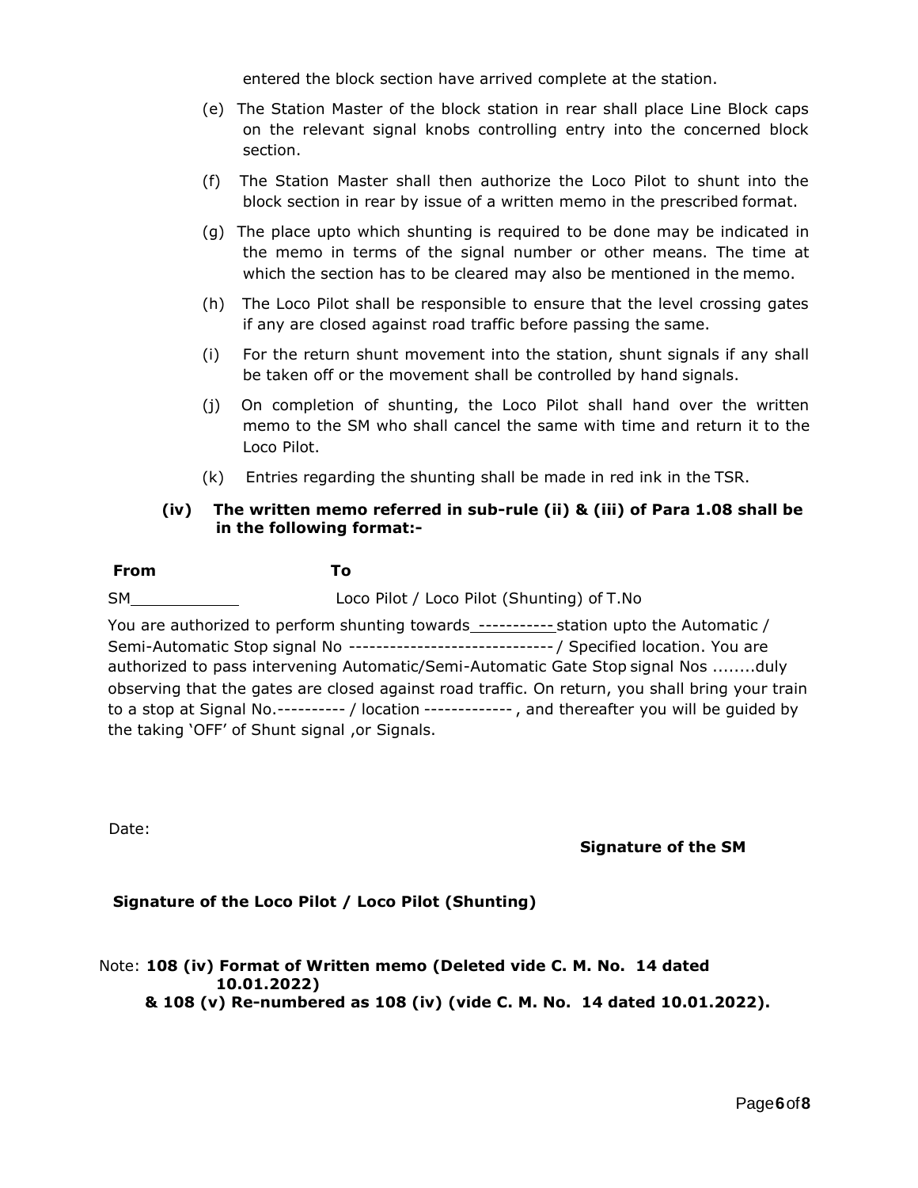entered the block section have arrived complete at the station.

(e) The Station Master of the block station in rear shall place Line Block caps on the relevant signal knobs controlling entry into the concerned block section.

(f) The Station Master shall then authorize the Loco Pilot to shunt into the block section in rear by issue of a written memo in the prescribed format.

(g) The place upto which shunting is required to be done may be indicated in the memo in terms of the signal number or other means. The time at which the section has to be cleared may also be mentioned in the memo.

(h) The Loco Pilot shall be responsible to ensure that the level crossing gates if any are closed against road traffic before passing the same.

(i) For the return shunt movement into the station, shunt signals if any shall be taken off or the movement shall be controlled by hand signals.

(j) On completion of shunting, the Loco Pilot shall hand over the written memo to the SM who shall cancel the same with time and return it to the Loco Pilot.

(k) Entries regarding the shunting shall be made in red ink in the TSR.

**(iv) The written memo referred in sub-rule (ii) & (iii) of Para 1.08 shall be in the following format:-**

**From** **To**

SM\_\_\_\_\_\_\_\_\_\_\_ Loco Pilot / Loco Pilot (Shunting) of T.No

You are authorized to perform shunting towards ----------- station upto the Automatic / Semi-Automatic Stop signal No ------------------------------ / Specified location. You are authorized to pass intervening Automatic/Semi-Automatic Gate Stop signal Nos ........duly observing that the gates are closed against road traffic. On return, you shall bring your train to a stop at Signal No.---------- / location ------------- , and thereafter you will be guided by the taking 'OFF' of Shunt signal ,or Signals.

Date:

**Signature of the SM**

**Signature of the Loco Pilot / Loco Pilot (Shunting)**

Note: **108 (iv) Format of Written memo (Deleted vide C. M. No. 14 dated 10.01.2022)**
**& 108 (v) Re-numbered as 108 (iv) (vide C. M. No. 14 dated 10.01.2022).**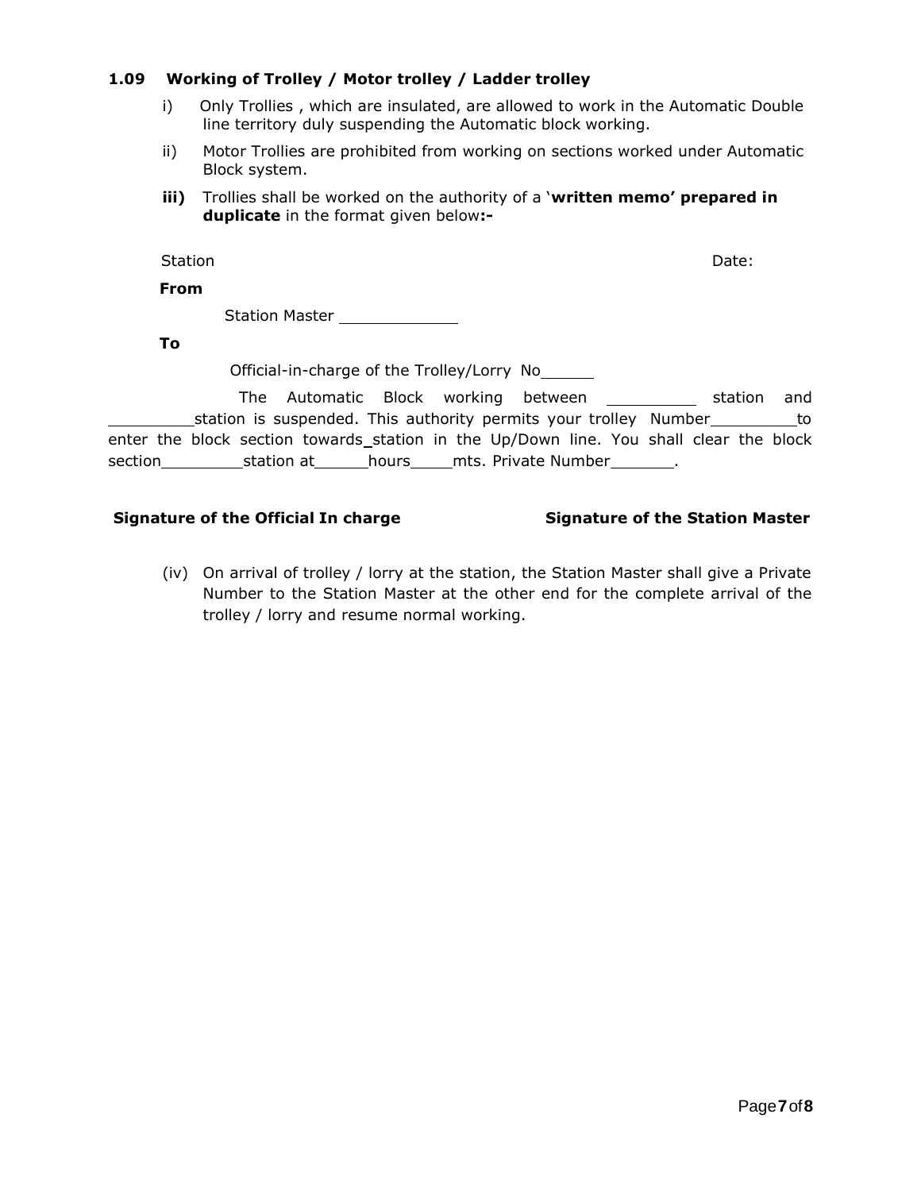### 1.09 Working of Trolley / Motor trolley / Ladder trolley

i) Only Trollies , which are insulated, are allowed to work in the Automatic Double line territory duly suspending the Automatic block working.

ii) Motor Trollies are prohibited from working on sections worked under Automatic Block system.

**iii)** Trollies shall be worked on the authority of a '**written memo' prepared in duplicate** in the format given below**:-**

Station Date:

**From**

Station Master ____________

**To**

Official-in-charge of the Trolley/Lorry No______

The Automatic Block working between __________ station and _________station is suspended. This authority permits your trolley Number_________to enter the block section towards_station in the Up/Down line. You shall clear the block section_________station at______hours_____mts. Private Number_______.

**Signature of the Official In charge** **Signature of the Station Master**

(iv) On arrival of trolley / lorry at the station, the Station Master shall give a Private Number to the Station Master at the other end for the complete arrival of the trolley / lorry and resume normal working.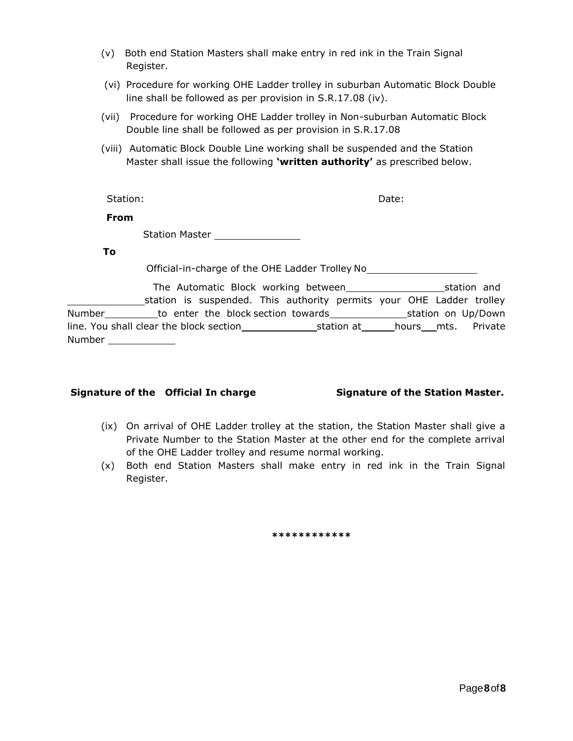(v) Both end Station Masters shall make entry in red ink in the Train Signal Register.

(vi) Procedure for working OHE Ladder trolley in suburban Automatic Block Double line shall be followed as per provision in S.R.17.08 (iv).

(vii) Procedure for working OHE Ladder trolley in Non-suburban Automatic Block Double line shall be followed as per provision in S.R.17.08

(viii) Automatic Block Double Line working shall be suspended and the Station Master shall issue the following **'written authority'** as prescribed below.

Station: Date:

**From**

Station Master ______________

**To**

Official-in-charge of the OHE Ladder Trolley No__________________

The Automatic Block working between_______________station and ____________station is suspended. This authority permits your OHE Ladder trolley Number_________to enter the block section towards____________station on Up/Down line. You shall clear the block section____________station at_____hours___mts. Private Number ___________

**Signature of the Official In charge** **Signature of the Station Master.**

(ix) On arrival of OHE Ladder trolley at the station, the Station Master shall give a Private Number to the Station Master at the other end for the complete arrival of the OHE Ladder trolley and resume normal working.

(x) Both end Station Masters shall make entry in red ink in the Train Signal Register.

************